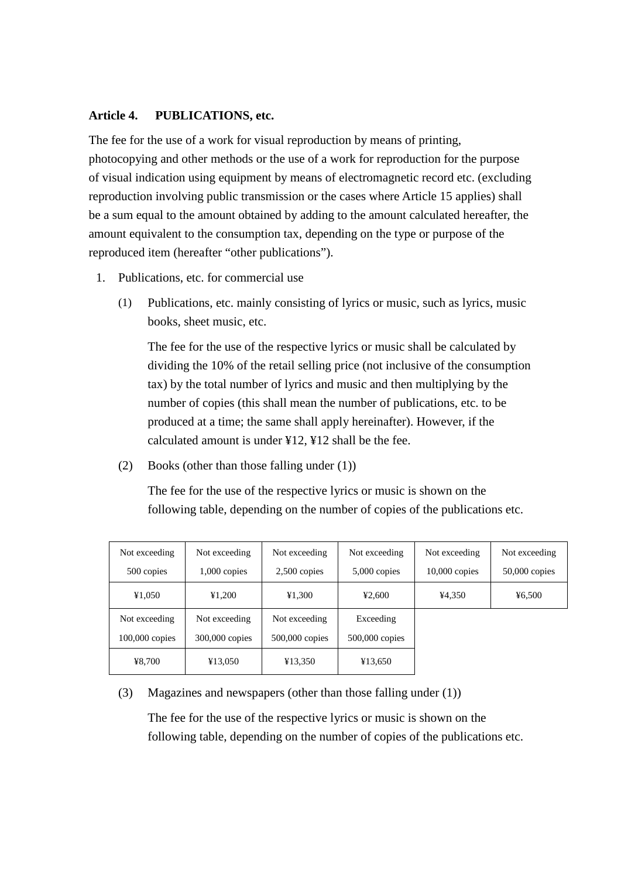**Article 4. PUBLICATIONS, etc.**

The fee for the use of a work for visual reproduction by means of printing, photocopying and other methods or the use of a work for reproduction for the purpose of visual indication using equipment by means of electromagnetic record etc. (excluding reproduction involving public transmission or the cases where Article 15 applies) shall be a sum equal to the amount obtained by adding to the amount calculated hereafter, the amount equivalent to the consumption tax, depending on the type or purpose of the reproduced item (hereafter “other publications”).

1. Publications, etc. for commercial use

   (1) Publications, etc. mainly consisting of lyrics or music, such as lyrics, music books, sheet music, etc.

   The fee for the use of the respective lyrics or music shall be calculated by dividing the 10% of the retail selling price (not inclusive of the consumption tax) by the total number of lyrics and music and then multiplying by the number of copies (this shall mean the number of publications, etc. to be produced at a time; the same shall apply hereinafter). However, if the calculated amount is under ¥12, ¥12 shall be the fee.

   (2) Books (other than those falling under (1))

   The fee for the use of the respective lyrics or music is shown on the following table, depending on the number of copies of the publications etc.

| Not exceeding 500 copies | Not exceeding 1,000 copies | Not exceeding 2,500 copies | Not exceeding 5,000 copies | Not exceeding 10,000 copies | Not exceeding 50,000 copies |
|---|---|---|---|---|---|
| ¥1,050 | ¥1,200 | ¥1,300 | ¥2,600 | ¥4,350 | ¥6,500 |
| Not exceeding 100,000 copies | Not exceeding 300,000 copies | Not exceeding 500,000 copies | Exceeding 500,000 copies | | |
| ¥8,700 | ¥13,050 | ¥13,350 | ¥13,650 | | |

   (3) Magazines and newspapers (other than those falling under (1))

   The fee for the use of the respective lyrics or music is shown on the following table, depending on the number of copies of the publications etc.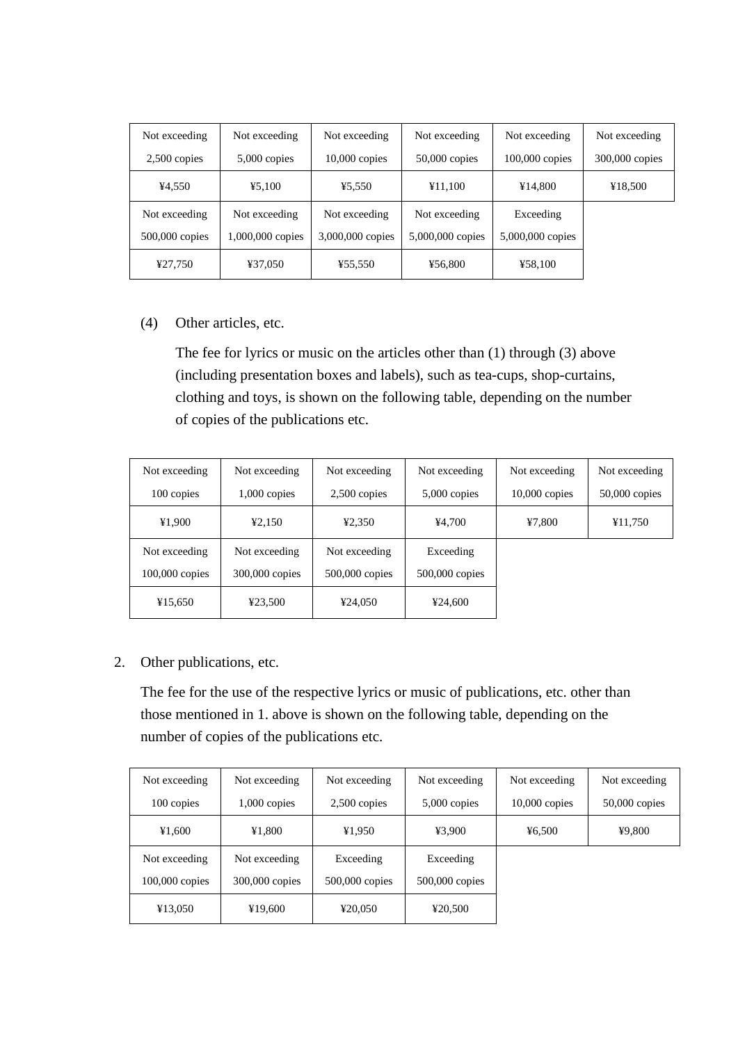| Not exceeding 2,500 copies | Not exceeding 5,000 copies | Not exceeding 10,000 copies | Not exceeding 50,000 copies | Not exceeding 100,000 copies | Not exceeding 300,000 copies |
|---|---|---|---|---|---|
| ¥4,550 | ¥5,100 | ¥5,550 | ¥11,100 | ¥14,800 | ¥18,500 |
| Not exceeding 500,000 copies | Not exceeding 1,000,000 copies | Not exceeding 3,000,000 copies | Not exceeding 5,000,000 copies | Exceeding 5,000,000 copies | |
| ¥27,750 | ¥37,050 | ¥55,550 | ¥56,800 | ¥58,100 | |

(4) Other articles, etc.

The fee for lyrics or music on the articles other than (1) through (3) above (including presentation boxes and labels), such as tea-cups, shop-curtains, clothing and toys, is shown on the following table, depending on the number of copies of the publications etc.

| Not exceeding 100 copies | Not exceeding 1,000 copies | Not exceeding 2,500 copies | Not exceeding 5,000 copies | Not exceeding 10,000 copies | Not exceeding 50,000 copies |
|---|---|---|---|---|---|
| ¥1,900 | ¥2,150 | ¥2,350 | ¥4,700 | ¥7,800 | ¥11,750 |
| Not exceeding 100,000 copies | Not exceeding 300,000 copies | Not exceeding 500,000 copies | Exceeding 500,000 copies | | |
| ¥15,650 | ¥23,500 | ¥24,050 | ¥24,600 | | |

2. Other publications, etc.

The fee for the use of the respective lyrics or music of publications, etc. other than those mentioned in 1. above is shown on the following table, depending on the number of copies of the publications etc.

| Not exceeding 100 copies | Not exceeding 1,000 copies | Not exceeding 2,500 copies | Not exceeding 5,000 copies | Not exceeding 10,000 copies | Not exceeding 50,000 copies |
|---|---|---|---|---|---|
| ¥1,600 | ¥1,800 | ¥1,950 | ¥3,900 | ¥6,500 | ¥9,800 |
| Not exceeding 100,000 copies | Not exceeding 300,000 copies | Exceeding 500,000 copies | Exceeding 500,000 copies | | |
| ¥13,050 | ¥19,600 | ¥20,050 | ¥20,500 | | |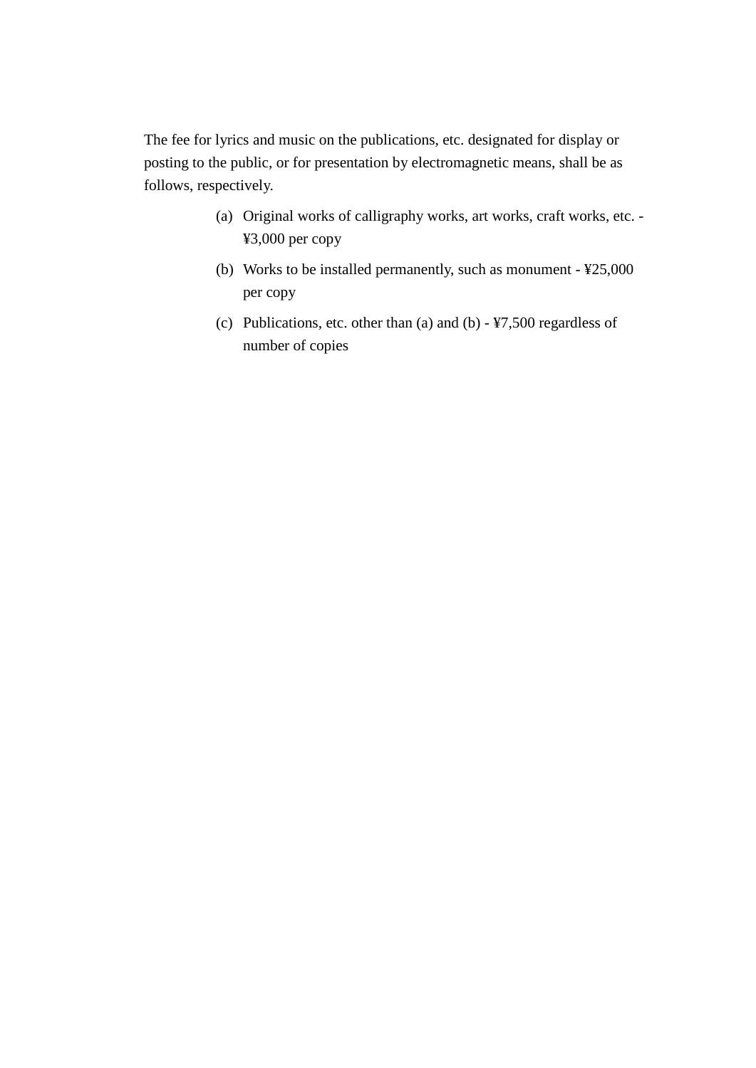The fee for lyrics and music on the publications, etc. designated for display or posting to the public, or for presentation by electromagnetic means, shall be as follows, respectively.

(a) Original works of calligraphy works, art works, craft works, etc. - ¥3,000 per copy

(b) Works to be installed permanently, such as monument - ¥25,000 per copy

(c) Publications, etc. other than (a) and (b) - ¥7,500 regardless of number of copies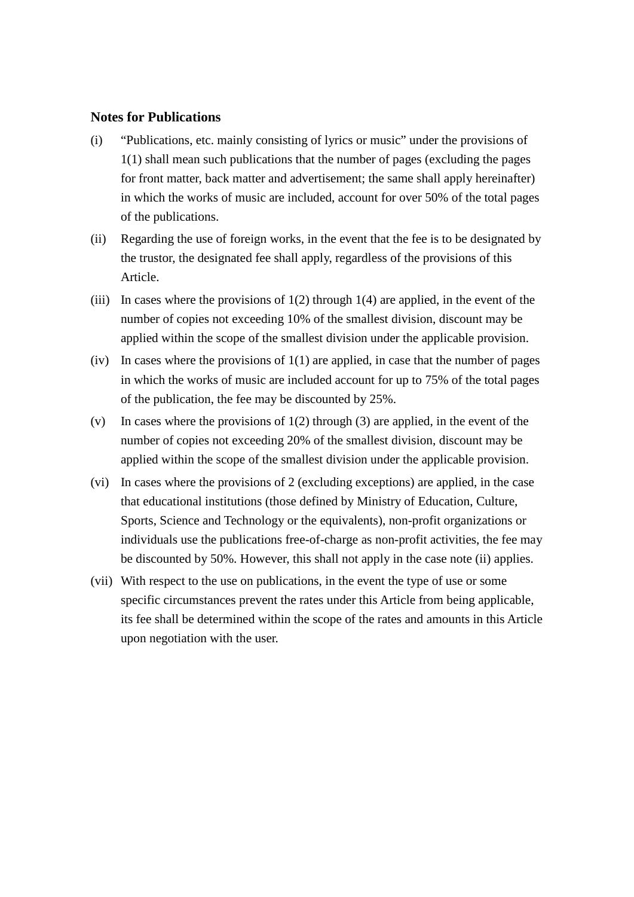**Notes for Publications**

(i) "Publications, etc. mainly consisting of lyrics or music" under the provisions of 1(1) shall mean such publications that the number of pages (excluding the pages for front matter, back matter and advertisement; the same shall apply hereinafter) in which the works of music are included, account for over 50% of the total pages of the publications.

(ii) Regarding the use of foreign works, in the event that the fee is to be designated by the trustor, the designated fee shall apply, regardless of the provisions of this Article.

(iii) In cases where the provisions of 1(2) through 1(4) are applied, in the event of the number of copies not exceeding 10% of the smallest division, discount may be applied within the scope of the smallest division under the applicable provision.

(iv) In cases where the provisions of 1(1) are applied, in case that the number of pages in which the works of music are included account for up to 75% of the total pages of the publication, the fee may be discounted by 25%.

(v) In cases where the provisions of 1(2) through (3) are applied, in the event of the number of copies not exceeding 20% of the smallest division, discount may be applied within the scope of the smallest division under the applicable provision.

(vi) In cases where the provisions of 2 (excluding exceptions) are applied, in the case that educational institutions (those defined by Ministry of Education, Culture, Sports, Science and Technology or the equivalents), non-profit organizations or individuals use the publications free-of-charge as non-profit activities, the fee may be discounted by 50%. However, this shall not apply in the case note (ii) applies.

(vii) With respect to the use on publications, in the event the type of use or some specific circumstances prevent the rates under this Article from being applicable, its fee shall be determined within the scope of the rates and amounts in this Article upon negotiation with the user.